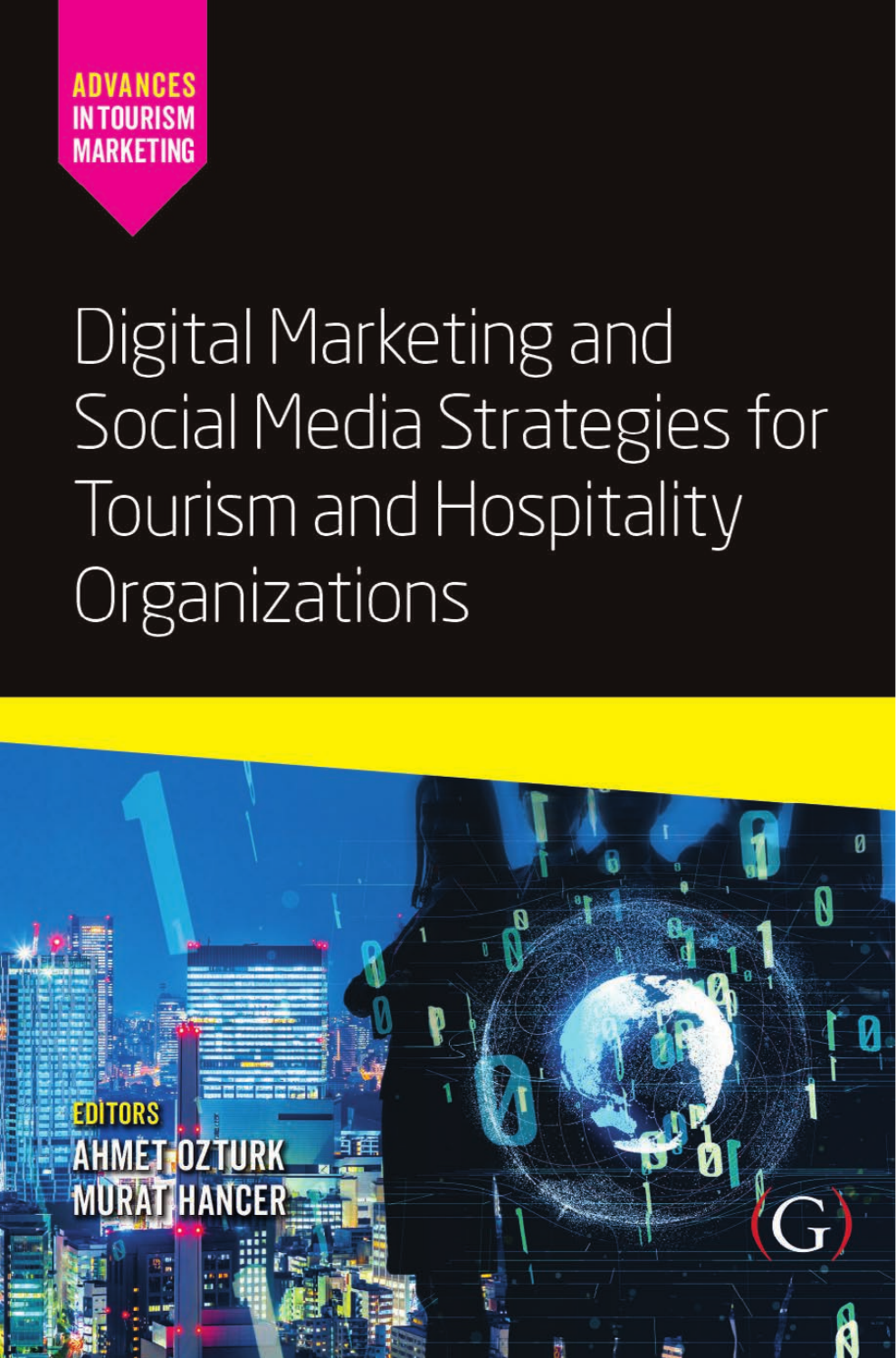ADVANCES IN TOURISM MARKETING

# Digital Marketing and Social Media Strategies for Tourism and Hospitality Organizations

EDITORS

AHMET OZTURK

MURAT HANCER

(G)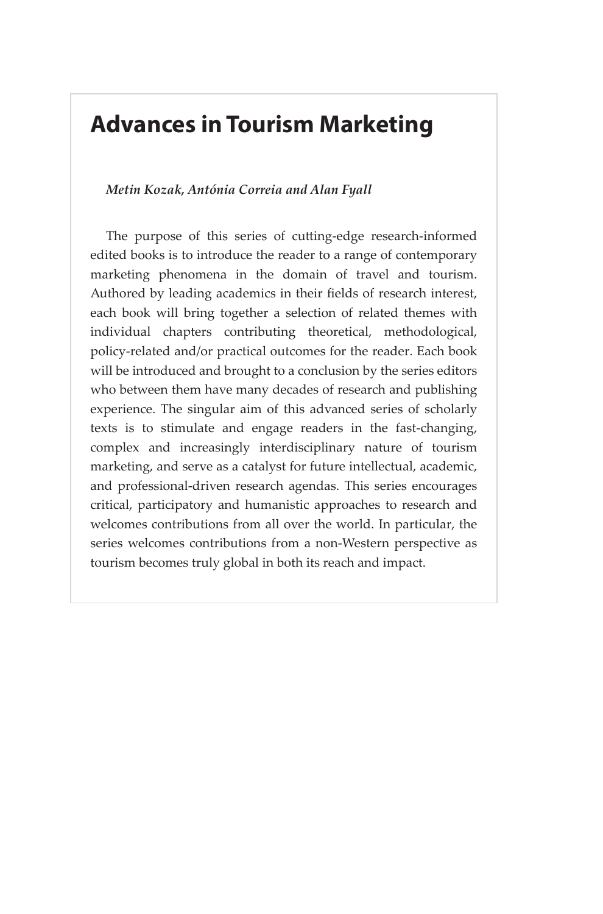# Advances in Tourism Marketing

*Metin Kozak, Antónia Correia and Alan Fyall*

The purpose of this series of cutting-edge research-informed edited books is to introduce the reader to a range of contemporary marketing phenomena in the domain of travel and tourism. Authored by leading academics in their fields of research interest, each book will bring together a selection of related themes with individual chapters contributing theoretical, methodological, policy-related and/or practical outcomes for the reader. Each book will be introduced and brought to a conclusion by the series editors who between them have many decades of research and publishing experience. The singular aim of this advanced series of scholarly texts is to stimulate and engage readers in the fast-changing, complex and increasingly interdisciplinary nature of tourism marketing, and serve as a catalyst for future intellectual, academic, and professional-driven research agendas. This series encourages critical, participatory and humanistic approaches to research and welcomes contributions from all over the world. In particular, the series welcomes contributions from a non-Western perspective as tourism becomes truly global in both its reach and impact.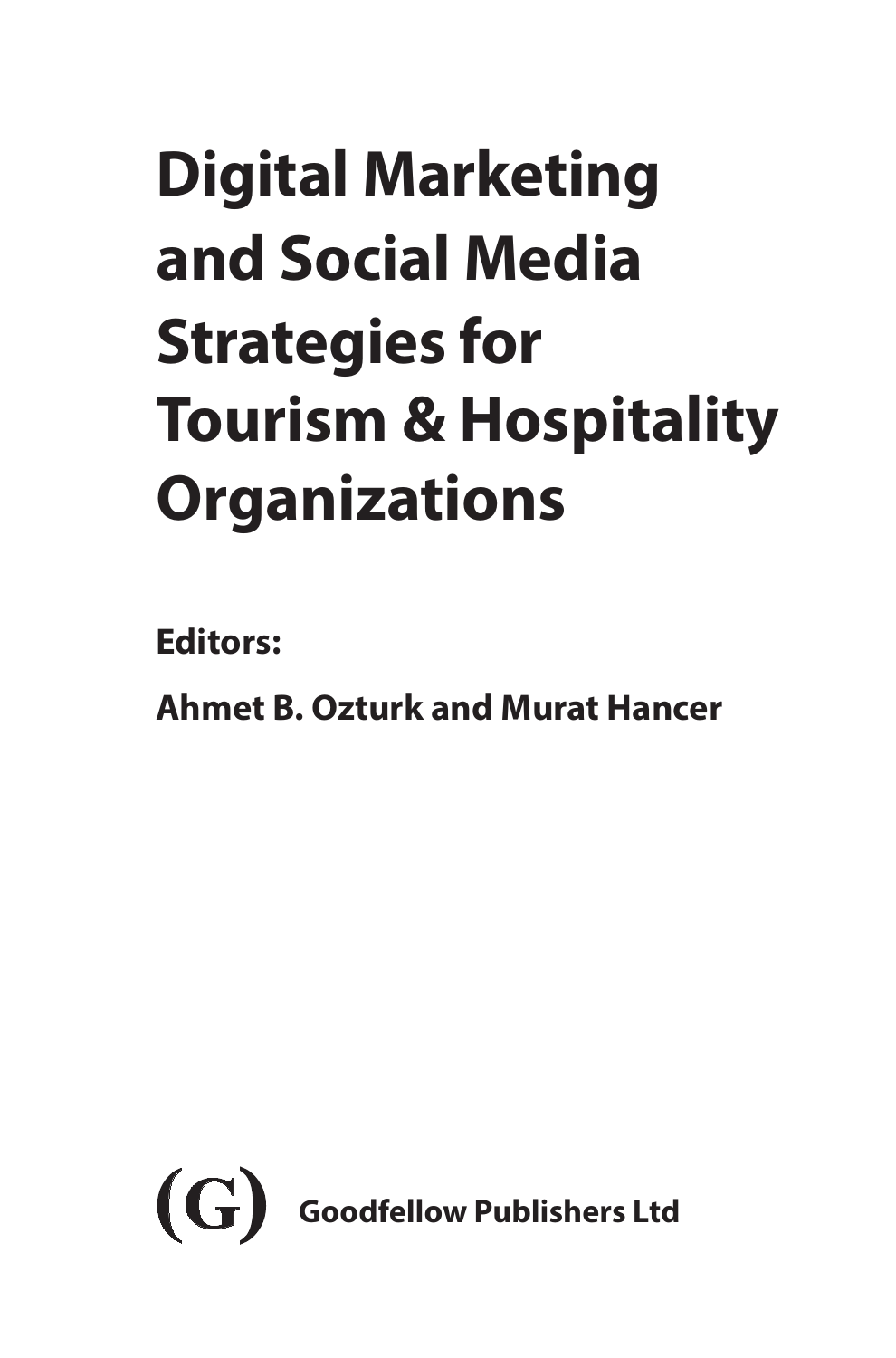# Digital Marketing and Social Media Strategies for Tourism & Hospitality Organizations

**Editors:**

**Ahmet B. Ozturk and Murat Hancer**

(G) **Goodfellow Publishers Ltd**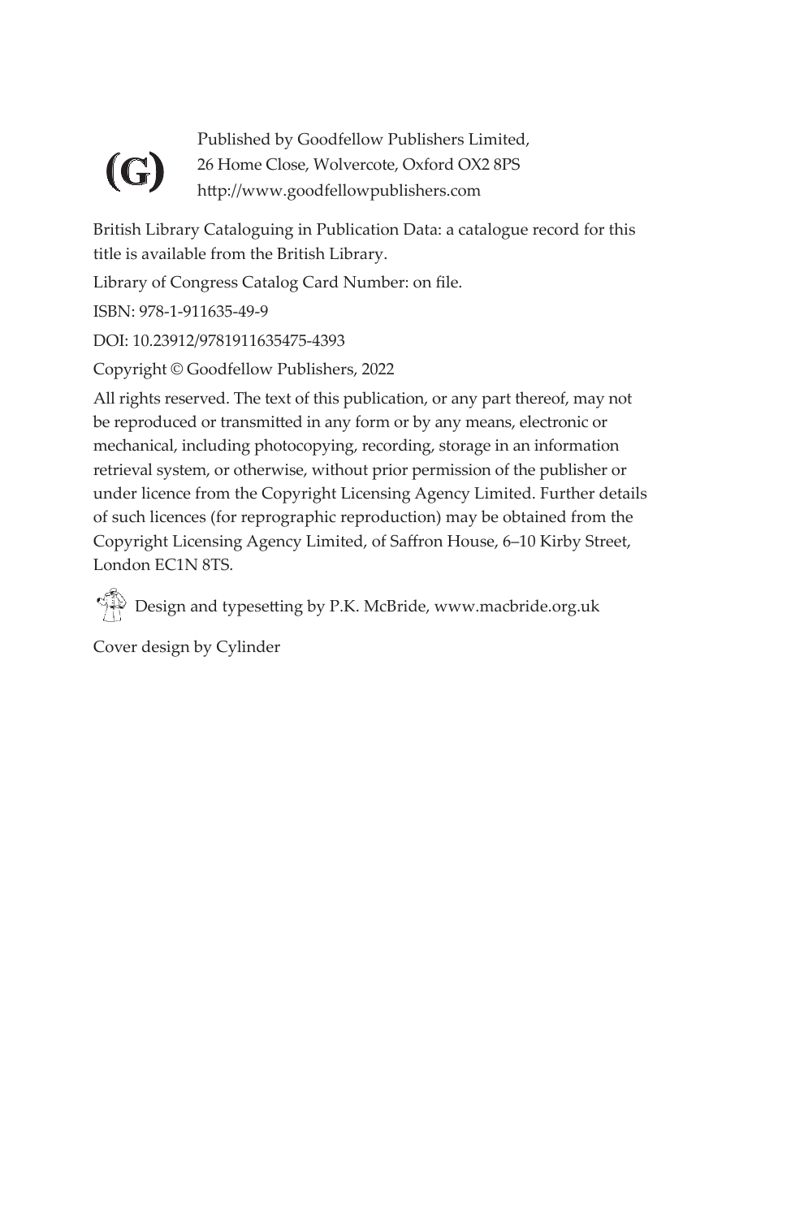Published by Goodfellow Publishers Limited,
26 Home Close, Wolvercote, Oxford OX2 8PS
http://www.goodfellowpublishers.com

British Library Cataloguing in Publication Data: a catalogue record for this title is available from the British Library.

Library of Congress Catalog Card Number: on file.

ISBN: 978-1-911635-49-9

DOI: 10.23912/9781911635475-4393

Copyright © Goodfellow Publishers, 2022

All rights reserved. The text of this publication, or any part thereof, may not be reproduced or transmitted in any form or by any means, electronic or mechanical, including photocopying, recording, storage in an information retrieval system, or otherwise, without prior permission of the publisher or under licence from the Copyright Licensing Agency Limited. Further details of such licences (for reprographic reproduction) may be obtained from the Copyright Licensing Agency Limited, of Saffron House, 6–10 Kirby Street, London EC1N 8TS.

Design and typesetting by P.K. McBride, www.macbride.org.uk

Cover design by Cylinder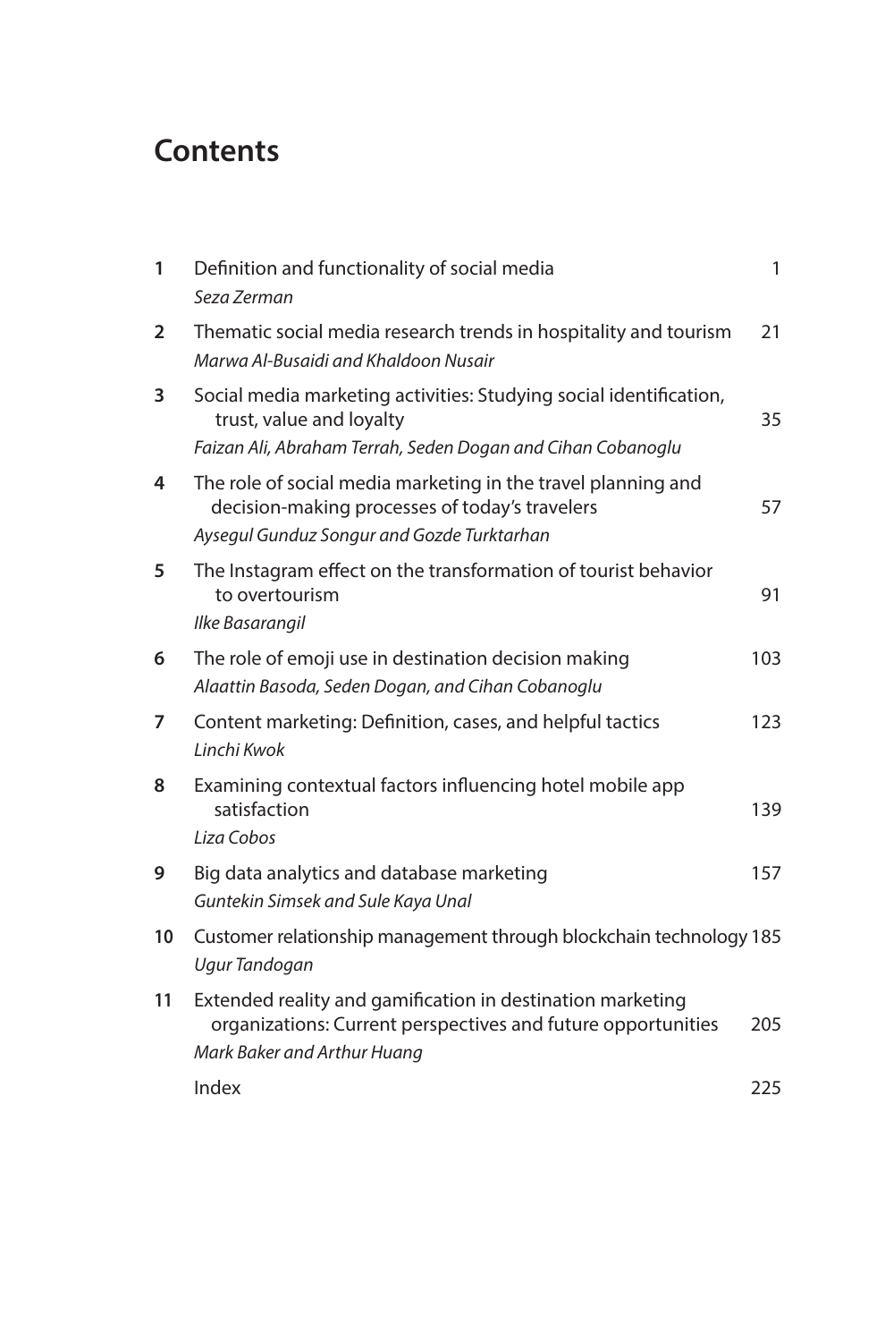# Contents

| | | |
|---|---|---|
| 1 | Definition and functionality of social media<br>*Seza Zerman* | 1 |
| 2 | Thematic social media research trends in hospitality and tourism<br>*Marwa Al-Busaidi and Khaldoon Nusair* | 21 |
| 3 | Social media marketing activities: Studying social identification, trust, value and loyalty<br>*Faizan Ali, Abraham Terrah, Seden Dogan and Cihan Cobanoglu* | 35 |
| 4 | The role of social media marketing in the travel planning and decision-making processes of today's travelers<br>*Aysegul Gunduz Songur and Gozde Turktarhan* | 57 |
| 5 | The Instagram effect on the transformation of tourist behavior to overtourism<br>*Ilke Basarangil* | 91 |
| 6 | The role of emoji use in destination decision making<br>*Alaattin Basoda, Seden Dogan, and Cihan Cobanoglu* | 103 |
| 7 | Content marketing: Definition, cases, and helpful tactics<br>*Linchi Kwok* | 123 |
| 8 | Examining contextual factors influencing hotel mobile app satisfaction<br>*Liza Cobos* | 139 |
| 9 | Big data analytics and database marketing<br>*Guntekin Simsek and Sule Kaya Unal* | 157 |
| 10 | Customer relationship management through blockchain technology<br>*Ugur Tandogan* | 185 |
| 11 | Extended reality and gamification in destination marketing organizations: Current perspectives and future opportunities<br>*Mark Baker and Arthur Huang* | 205 |
| | Index | 225 |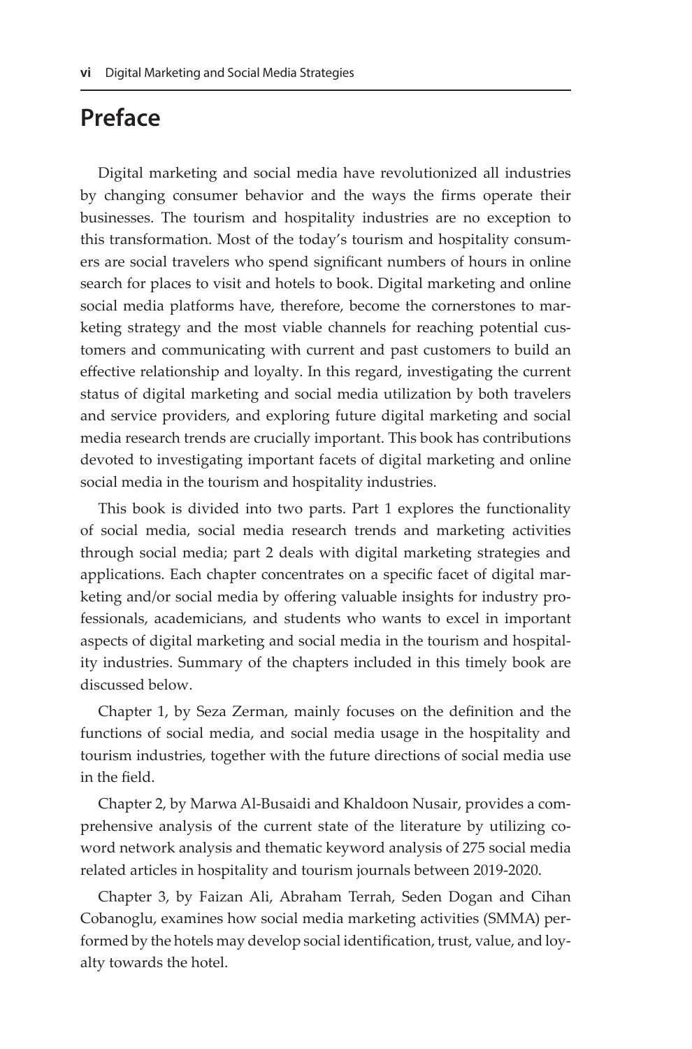# Preface

Digital marketing and social media have revolutionized all industries by changing consumer behavior and the ways the firms operate their businesses. The tourism and hospitality industries are no exception to this transformation. Most of the today's tourism and hospitality consumers are social travelers who spend significant numbers of hours in online search for places to visit and hotels to book. Digital marketing and online social media platforms have, therefore, become the cornerstones to marketing strategy and the most viable channels for reaching potential customers and communicating with current and past customers to build an effective relationship and loyalty. In this regard, investigating the current status of digital marketing and social media utilization by both travelers and service providers, and exploring future digital marketing and social media research trends are crucially important. This book has contributions devoted to investigating important facets of digital marketing and online social media in the tourism and hospitality industries.

This book is divided into two parts. Part 1 explores the functionality of social media, social media research trends and marketing activities through social media; part 2 deals with digital marketing strategies and applications. Each chapter concentrates on a specific facet of digital marketing and/or social media by offering valuable insights for industry professionals, academicians, and students who wants to excel in important aspects of digital marketing and social media in the tourism and hospitality industries. Summary of the chapters included in this timely book are discussed below.

Chapter 1, by Seza Zerman, mainly focuses on the definition and the functions of social media, and social media usage in the hospitality and tourism industries, together with the future directions of social media use in the field.

Chapter 2, by Marwa Al-Busaidi and Khaldoon Nusair, provides a comprehensive analysis of the current state of the literature by utilizing co-word network analysis and thematic keyword analysis of 275 social media related articles in hospitality and tourism journals between 2019-2020.

Chapter 3, by Faizan Ali, Abraham Terrah, Seden Dogan and Cihan Cobanoglu, examines how social media marketing activities (SMMA) performed by the hotels may develop social identification, trust, value, and loyalty towards the hotel.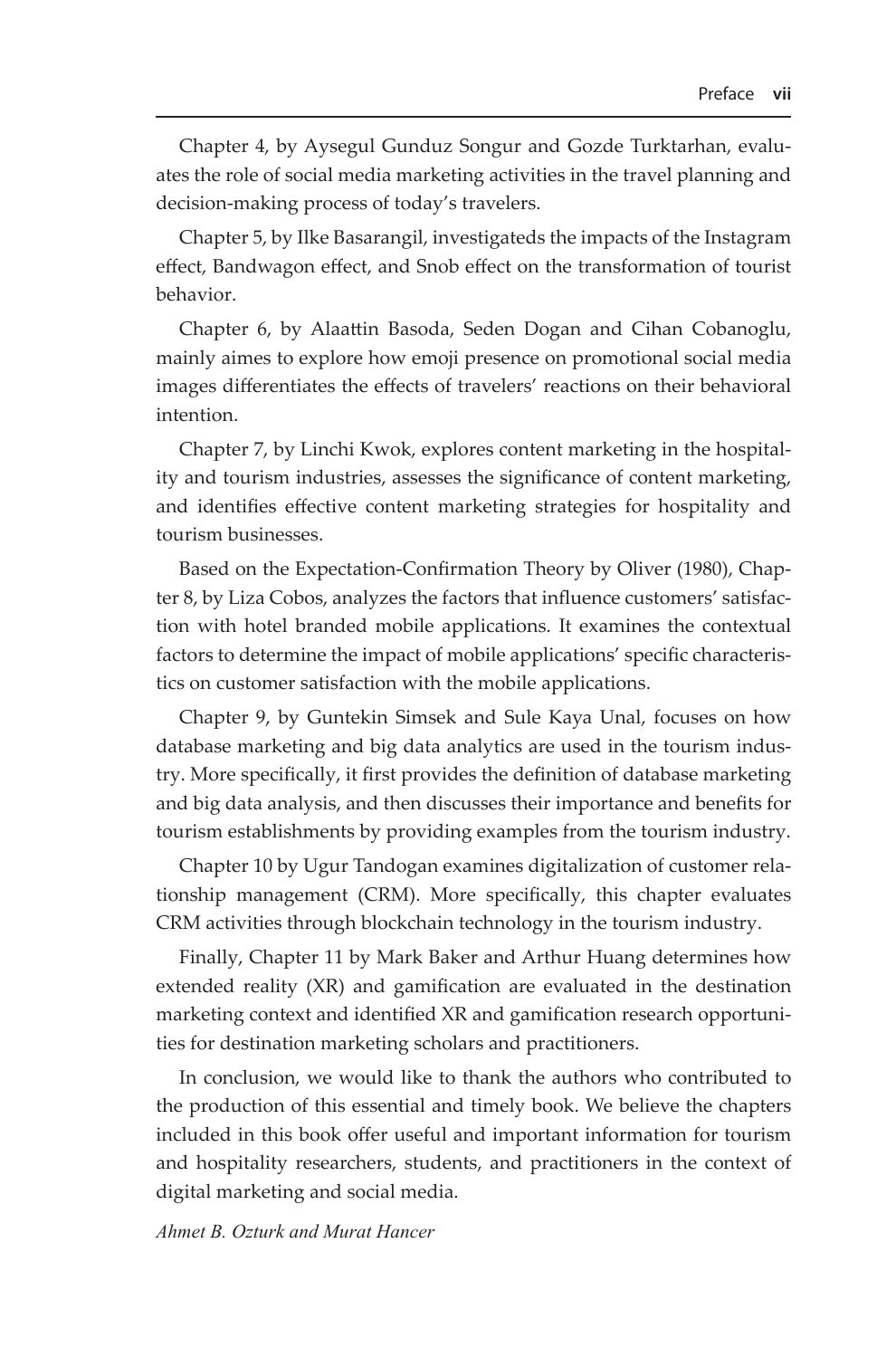Chapter 4, by Aysegul Gunduz Songur and Gozde Turktarhan, evaluates the role of social media marketing activities in the travel planning and decision-making process of today's travelers.

Chapter 5, by Ilke Basarangil, investigateds the impacts of the Instagram effect, Bandwagon effect, and Snob effect on the transformation of tourist behavior.

Chapter 6, by Alaattin Basoda, Seden Dogan and Cihan Cobanoglu, mainly aimes to explore how emoji presence on promotional social media images differentiates the effects of travelers' reactions on their behavioral intention.

Chapter 7, by Linchi Kwok, explores content marketing in the hospitality and tourism industries, assesses the significance of content marketing, and identifies effective content marketing strategies for hospitality and tourism businesses.

Based on the Expectation-Confirmation Theory by Oliver (1980), Chapter 8, by Liza Cobos, analyzes the factors that influence customers' satisfaction with hotel branded mobile applications. It examines the contextual factors to determine the impact of mobile applications' specific characteristics on customer satisfaction with the mobile applications.

Chapter 9, by Guntekin Simsek and Sule Kaya Unal, focuses on how database marketing and big data analytics are used in the tourism industry. More specifically, it first provides the definition of database marketing and big data analysis, and then discusses their importance and benefits for tourism establishments by providing examples from the tourism industry.

Chapter 10 by Ugur Tandogan examines digitalization of customer relationship management (CRM). More specifically, this chapter evaluates CRM activities through blockchain technology in the tourism industry.

Finally, Chapter 11 by Mark Baker and Arthur Huang determines how extended reality (XR) and gamification are evaluated in the destination marketing context and identified XR and gamification research opportunities for destination marketing scholars and practitioners.

In conclusion, we would like to thank the authors who contributed to the production of this essential and timely book. We believe the chapters included in this book offer useful and important information for tourism and hospitality researchers, students, and practitioners in the context of digital marketing and social media.

*Ahmet B. Ozturk and Murat Hancer*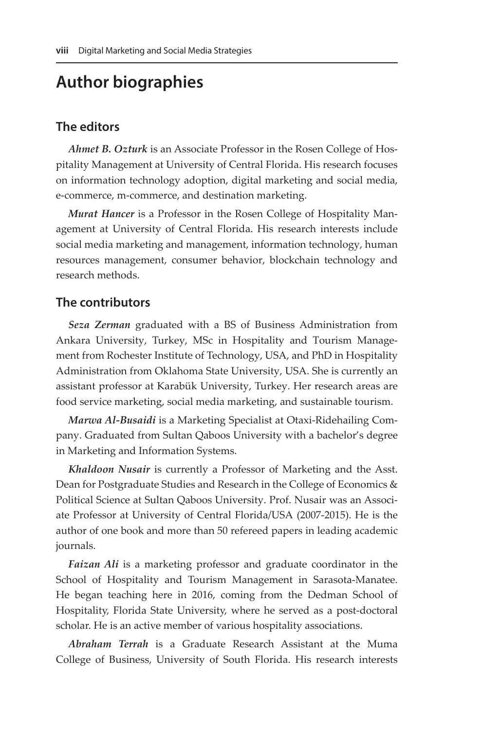# Author biographies

## The editors

***Ahmet B. Ozturk*** is an Associate Professor in the Rosen College of Hospitality Management at University of Central Florida. His research focuses on information technology adoption, digital marketing and social media, e-commerce, m-commerce, and destination marketing.

***Murat Hancer*** is a Professor in the Rosen College of Hospitality Management at University of Central Florida. His research interests include social media marketing and management, information technology, human resources management, consumer behavior, blockchain technology and research methods.

## The contributors

***Seza Zerman*** graduated with a BS of Business Administration from Ankara University, Turkey, MSc in Hospitality and Tourism Management from Rochester Institute of Technology, USA, and PhD in Hospitality Administration from Oklahoma State University, USA. She is currently an assistant professor at Karabük University, Turkey. Her research areas are food service marketing, social media marketing, and sustainable tourism.

***Marwa Al-Busaidi*** is a Marketing Specialist at Otaxi-Ridehailing Company. Graduated from Sultan Qaboos University with a bachelor's degree in Marketing and Information Systems.

***Khaldoon Nusair*** is currently a Professor of Marketing and the Asst. Dean for Postgraduate Studies and Research in the College of Economics & Political Science at Sultan Qaboos University. Prof. Nusair was an Associate Professor at University of Central Florida/USA (2007-2015). He is the author of one book and more than 50 refereed papers in leading academic journals.

***Faizan Ali*** is a marketing professor and graduate coordinator in the School of Hospitality and Tourism Management in Sarasota-Manatee. He began teaching here in 2016, coming from the Dedman School of Hospitality, Florida State University, where he served as a post-doctoral scholar. He is an active member of various hospitality associations.

***Abraham Terrah*** is a Graduate Research Assistant at the Muma College of Business, University of South Florida. His research interests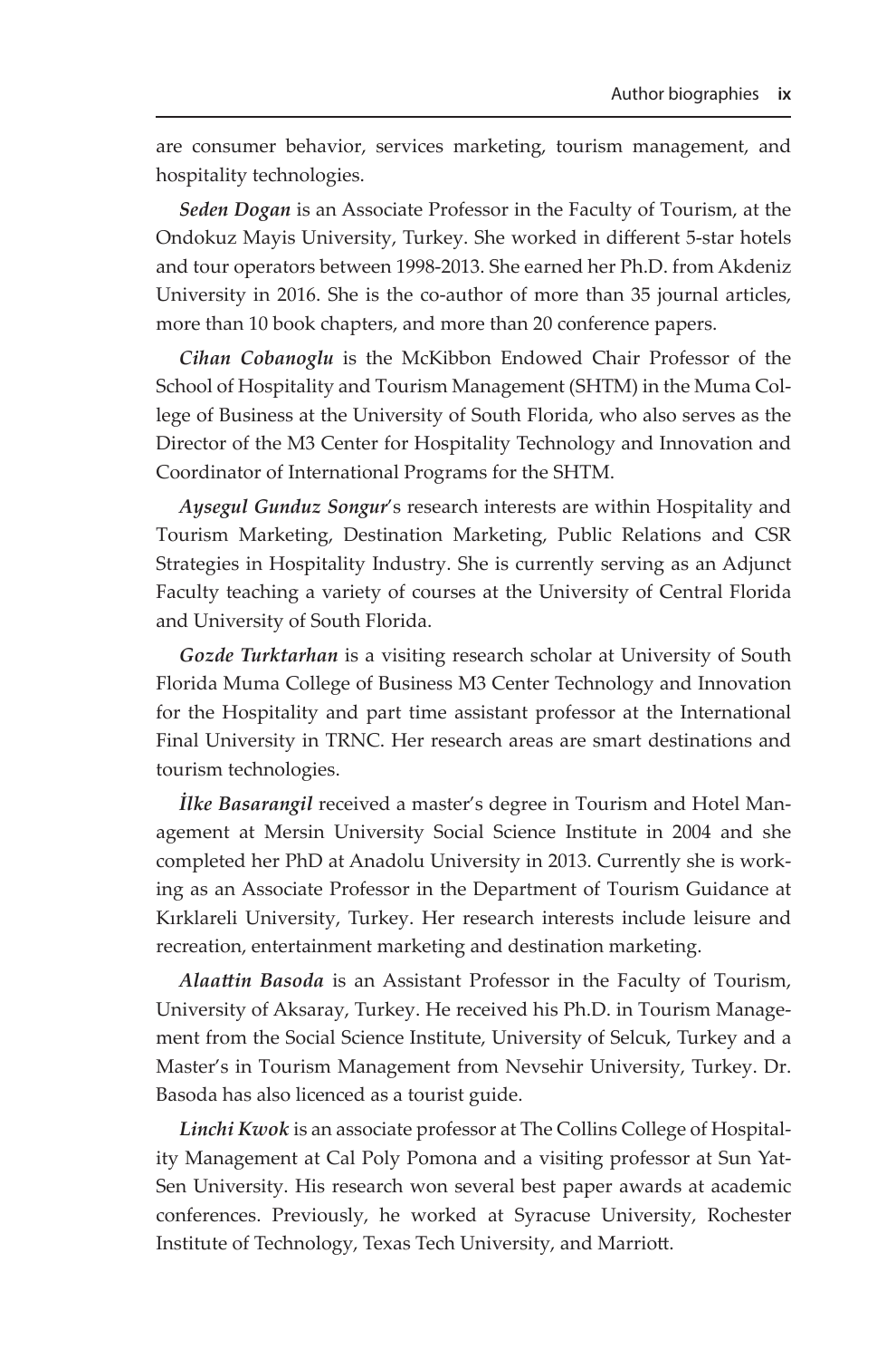are consumer behavior, services marketing, tourism management, and hospitality technologies.

***Seden Dogan*** is an Associate Professor in the Faculty of Tourism, at the Ondokuz Mayis University, Turkey. She worked in different 5-star hotels and tour operators between 1998-2013. She earned her Ph.D. from Akdeniz University in 2016. She is the co-author of more than 35 journal articles, more than 10 book chapters, and more than 20 conference papers.

***Cihan Cobanoglu*** is the McKibbon Endowed Chair Professor of the School of Hospitality and Tourism Management (SHTM) in the Muma College of Business at the University of South Florida, who also serves as the Director of the M3 Center for Hospitality Technology and Innovation and Coordinator of International Programs for the SHTM.

***Aysegul Gunduz Songur***'s research interests are within Hospitality and Tourism Marketing, Destination Marketing, Public Relations and CSR Strategies in Hospitality Industry. She is currently serving as an Adjunct Faculty teaching a variety of courses at the University of Central Florida and University of South Florida.

***Gozde Turktarhan*** is a visiting research scholar at University of South Florida Muma College of Business M3 Center Technology and Innovation for the Hospitality and part time assistant professor at the International Final University in TRNC. Her research areas are smart destinations and tourism technologies.

***İlke Basarangil*** received a master's degree in Tourism and Hotel Management at Mersin University Social Science Institute in 2004 and she completed her PhD at Anadolu University in 2013. Currently she is working as an Associate Professor in the Department of Tourism Guidance at Kırklareli University, Turkey. Her research interests include leisure and recreation, entertainment marketing and destination marketing.

***Alaattin Basoda*** is an Assistant Professor in the Faculty of Tourism, University of Aksaray, Turkey. He received his Ph.D. in Tourism Management from the Social Science Institute, University of Selcuk, Turkey and a Master's in Tourism Management from Nevsehir University, Turkey. Dr. Basoda has also licenced as a tourist guide.

***Linchi Kwok*** is an associate professor at The Collins College of Hospitality Management at Cal Poly Pomona and a visiting professor at Sun Yat-Sen University. His research won several best paper awards at academic conferences. Previously, he worked at Syracuse University, Rochester Institute of Technology, Texas Tech University, and Marriott.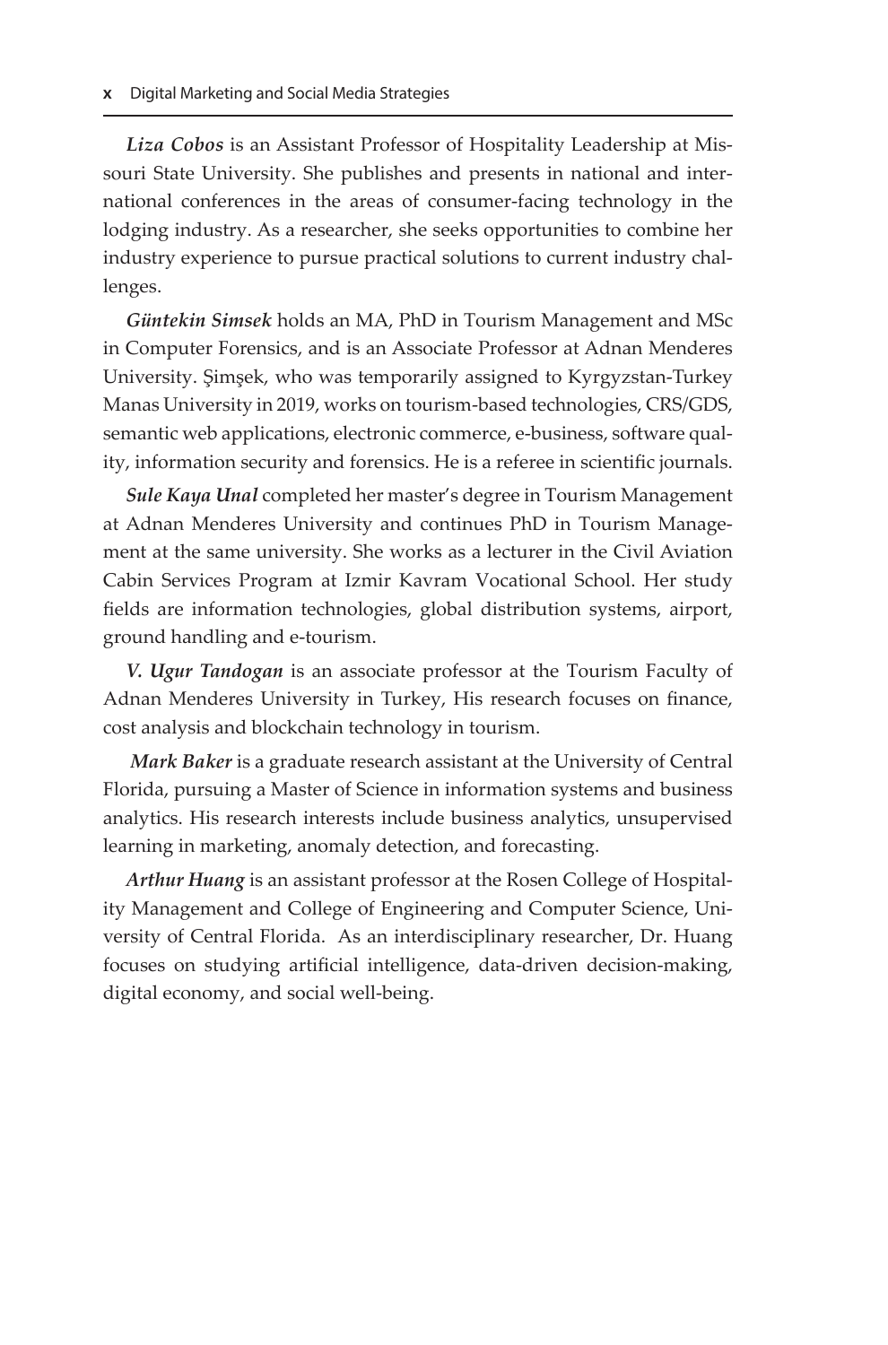***Liza Cobos*** is an Assistant Professor of Hospitality Leadership at Missouri State University. She publishes and presents in national and international conferences in the areas of consumer-facing technology in the lodging industry. As a researcher, she seeks opportunities to combine her industry experience to pursue practical solutions to current industry challenges.

***Güntekin Simsek*** holds an MA, PhD in Tourism Management and MSc in Computer Forensics, and is an Associate Professor at Adnan Menderes University. Şimşek, who was temporarily assigned to Kyrgyzstan-Turkey Manas University in 2019, works on tourism-based technologies, CRS/GDS, semantic web applications, electronic commerce, e-business, software quality, information security and forensics. He is a referee in scientific journals.

***Sule Kaya Unal*** completed her master's degree in Tourism Management at Adnan Menderes University and continues PhD in Tourism Management at the same university. She works as a lecturer in the Civil Aviation Cabin Services Program at Izmir Kavram Vocational School. Her study fields are information technologies, global distribution systems, airport, ground handling and e-tourism.

***V. Ugur Tandogan*** is an associate professor at the Tourism Faculty of Adnan Menderes University in Turkey, His research focuses on finance, cost analysis and blockchain technology in tourism.

***Mark Baker*** is a graduate research assistant at the University of Central Florida, pursuing a Master of Science in information systems and business analytics. His research interests include business analytics, unsupervised learning in marketing, anomaly detection, and forecasting.

***Arthur Huang*** is an assistant professor at the Rosen College of Hospitality Management and College of Engineering and Computer Science, University of Central Florida. As an interdisciplinary researcher, Dr. Huang focuses on studying artificial intelligence, data-driven decision-making, digital economy, and social well-being.